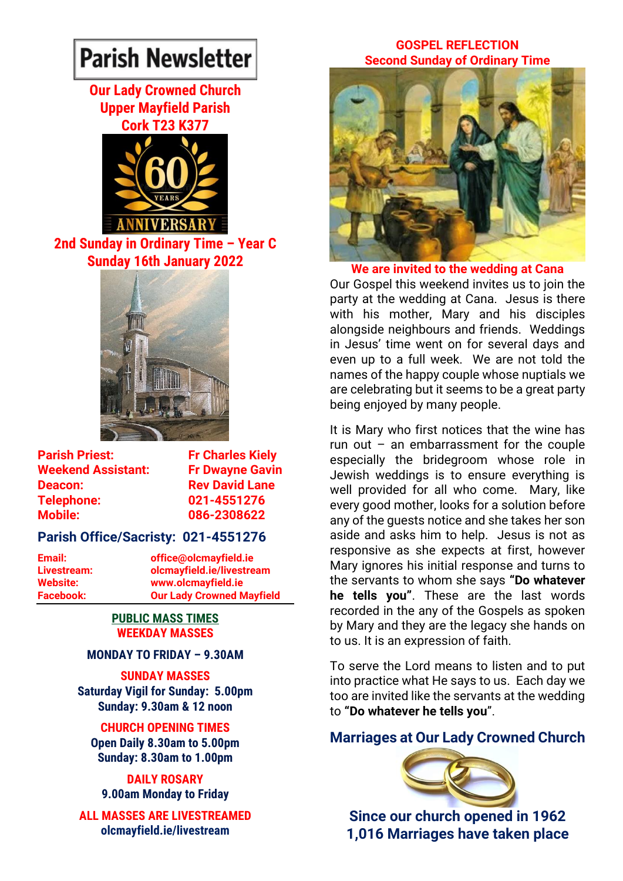# Parish Newsletter

## Our Lady Crowned Church
## Upper Mayfield Parish
## Cork T23 K377

60 YEARS ANNIVERSARY

## 2nd Sunday in Ordinary Time – Year C
## Sunday 16th January 2022

| | |
|---|---|
| **Parish Priest:** | **Fr Charles Kiely** |
| **Weekend Assistant:** | **Fr Dwayne Gavin** |
| **Deacon:** | **Rev David Lane** |
| **Telephone:** | **021-4551276** |
| **Mobile:** | **086-2308622** |

**Parish Office/Sacristy: 021-4551276**

| | |
|---|---|
| **Email:** | **office@olcmayfield.ie** |
| **Livestream:** | **olcmayfield.ie/livestream** |
| **Website:** | **www.olcmayfield.ie** |
| **Facebook:** | **Our Lady Crowned Mayfield** |

### PUBLIC MASS TIMES

**WEEKDAY MASSES**

**MONDAY TO FRIDAY – 9.30AM**

**SUNDAY MASSES**

**Saturday Vigil for Sunday: 5.00pm**
**Sunday: 9.30am & 12 noon**

**CHURCH OPENING TIMES**

**Open Daily 8.30am to 5.00pm**
**Sunday: 8.30am to 1.00pm**

**DAILY ROSARY**

**9.00am Monday to Friday**

**ALL MASSES ARE LIVESTREAMED**
**olcmayfield.ie/livestream**

## GOSPEL REFLECTION
## Second Sunday of Ordinary Time

**We are invited to the wedding at Cana**

Our Gospel this weekend invites us to join the party at the wedding at Cana. Jesus is there with his mother, Mary and his disciples alongside neighbours and friends. Weddings in Jesus' time went on for several days and even up to a full week. We are not told the names of the happy couple whose nuptials we are celebrating but it seems to be a great party being enjoyed by many people.

It is Mary who first notices that the wine has run out – an embarrassment for the couple especially the bridegroom whose role in Jewish weddings is to ensure everything is well provided for all who come. Mary, like every good mother, looks for a solution before any of the guests notice and she takes her son aside and asks him to help. Jesus is not as responsive as she expects at first, however Mary ignores his initial response and turns to the servants to whom she says **"Do whatever he tells you"**. These are the last words recorded in the any of the Gospels as spoken by Mary and they are the legacy she hands on to us. It is an expression of faith.

To serve the Lord means to listen and to put into practice what He says to us. Each day we too are invited like the servants at the wedding to **"Do whatever he tells you"**.

## Marriages at Our Lady Crowned Church

**Since our church opened in 1962**
**1,016 Marriages have taken place**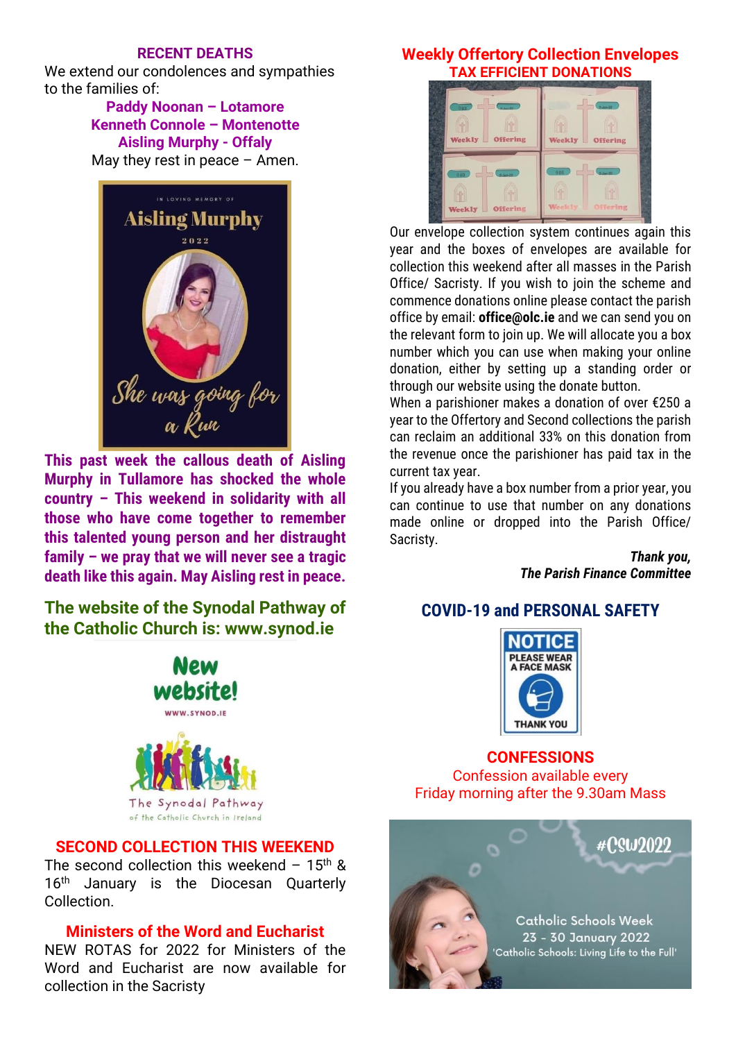## RECENT DEATHS

We extend our condolences and sympathies to the families of:

**Paddy Noonan – Lotamore**
**Kenneth Connole – Montenotte**
**Aisling Murphy - Offaly**

May they rest in peace – Amen.

**This past week the callous death of Aisling Murphy in Tullamore has shocked the whole country – This weekend in solidarity with all those who have come together to remember this talented young person and her distraught family – we pray that we will never see a tragic death like this again. May Aisling rest in peace.**

**The website of the Synodal Pathway of the Catholic Church is: www.synod.ie**

## SECOND COLLECTION THIS WEEKEND

The second collection this weekend – 15th & 16th January is the Diocesan Quarterly Collection.

## Ministers of the Word and Eucharist

NEW ROTAS for 2022 for Ministers of the Word and Eucharist are now available for collection in the Sacristy

## Weekly Offertory Collection Envelopes

### TAX EFFICIENT DONATIONS

Our envelope collection system continues again this year and the boxes of envelopes are available for collection this weekend after all masses in the Parish Office/ Sacristy. If you wish to join the scheme and commence donations online please contact the parish office by email: **office@olc.ie** and we can send you on the relevant form to join up. We will allocate you a box number which you can use when making your online donation, either by setting up a standing order or through our website using the donate button.

When a parishioner makes a donation of over €250 a year to the Offertory and Second collections the parish can reclaim an additional 33% on this donation from the revenue once the parishioner has paid tax in the current tax year.

If you already have a box number from a prior year, you can continue to use that number on any donations made online or dropped into the Parish Office/ Sacristy.

*Thank you,*
*The Parish Finance Committee*

## COVID-19 and PERSONAL SAFETY

## CONFESSIONS

Confession available every Friday morning after the 9.30am Mass